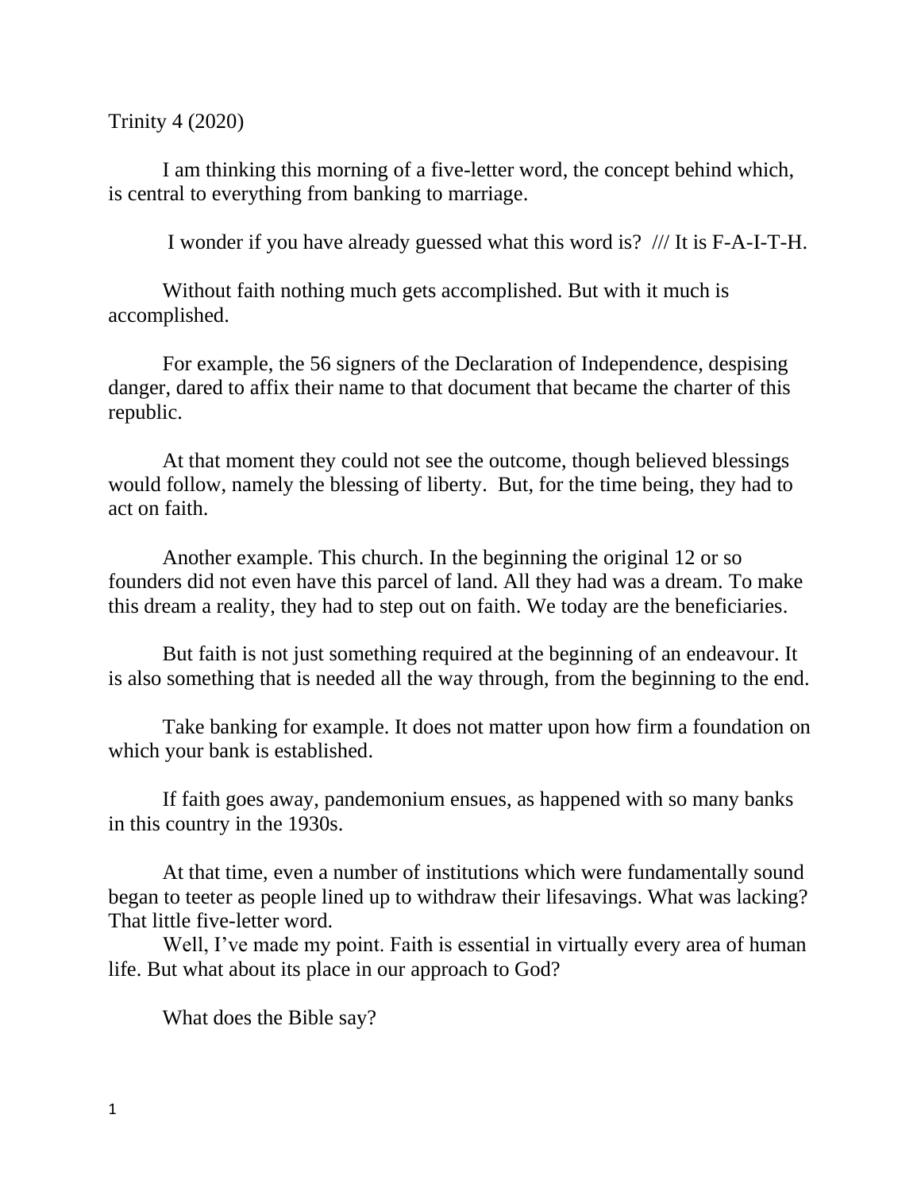Trinity 4 (2020)

I am thinking this morning of a five-letter word, the concept behind which, is central to everything from banking to marriage.

I wonder if you have already guessed what this word is? /// It is F-A-I-T-H.

Without faith nothing much gets accomplished. But with it much is accomplished.

For example, the 56 signers of the Declaration of Independence, despising danger, dared to affix their name to that document that became the charter of this republic.

At that moment they could not see the outcome, though believed blessings would follow, namely the blessing of liberty. But, for the time being, they had to act on faith.

Another example. This church. In the beginning the original 12 or so founders did not even have this parcel of land. All they had was a dream. To make this dream a reality, they had to step out on faith. We today are the beneficiaries.

But faith is not just something required at the beginning of an endeavour. It is also something that is needed all the way through, from the beginning to the end.

Take banking for example. It does not matter upon how firm a foundation on which your bank is established.

If faith goes away, pandemonium ensues, as happened with so many banks in this country in the 1930s.

At that time, even a number of institutions which were fundamentally sound began to teeter as people lined up to withdraw their lifesavings. What was lacking? That little five-letter word.

Well, I've made my point. Faith is essential in virtually every area of human life. But what about its place in our approach to God?

What does the Bible say?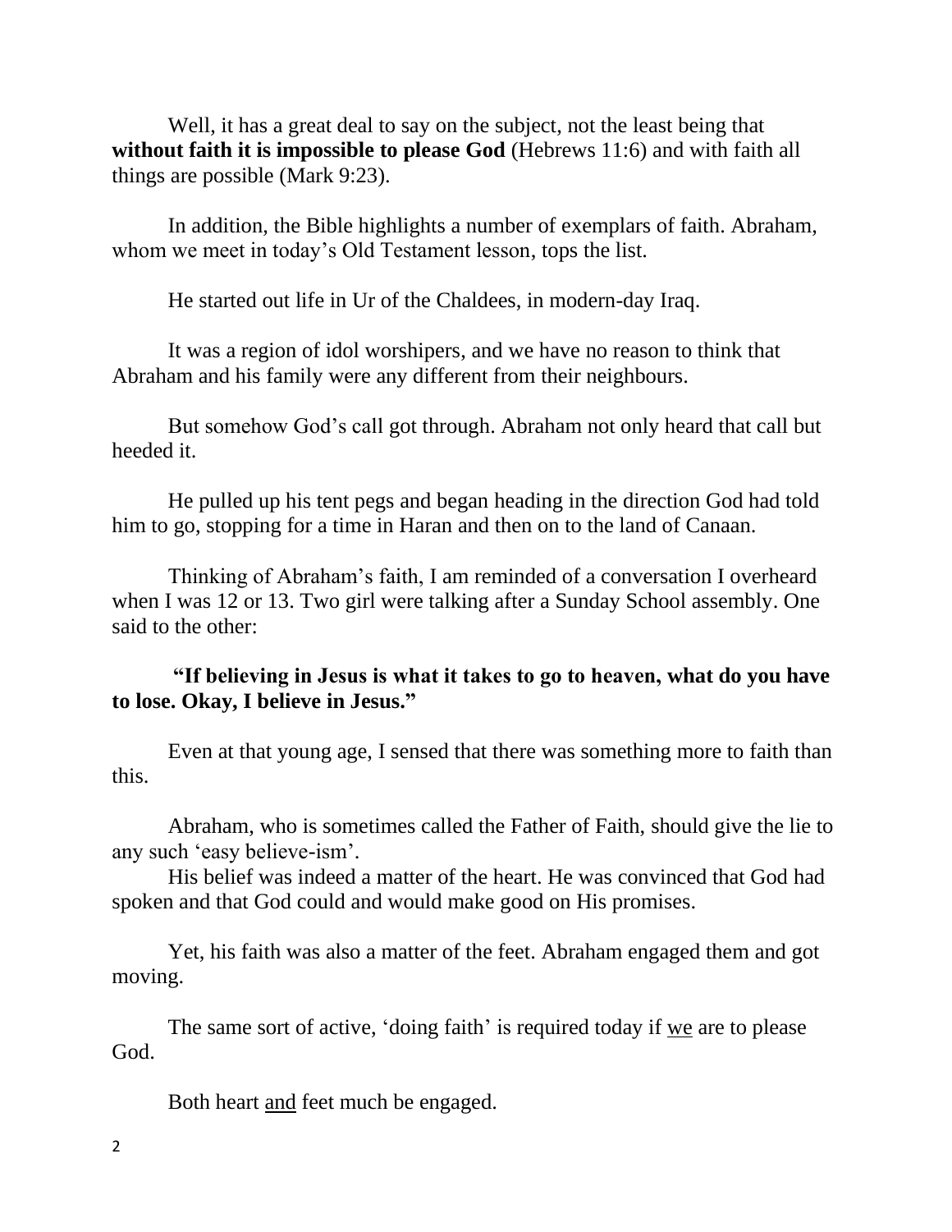Well, it has a great deal to say on the subject, not the least being that **without faith it is impossible to please God** (Hebrews 11:6) and with faith all things are possible (Mark 9:23).

In addition, the Bible highlights a number of exemplars of faith. Abraham, whom we meet in today's Old Testament lesson, tops the list.

He started out life in Ur of the Chaldees, in modern-day Iraq.

It was a region of idol worshipers, and we have no reason to think that Abraham and his family were any different from their neighbours.

But somehow God's call got through. Abraham not only heard that call but heeded it.

He pulled up his tent pegs and began heading in the direction God had told him to go, stopping for a time in Haran and then on to the land of Canaan.

Thinking of Abraham's faith, I am reminded of a conversation I overheard when I was 12 or 13. Two girl were talking after a Sunday School assembly. One said to the other:

**"If believing in Jesus is what it takes to go to heaven, what do you have to lose. Okay, I believe in Jesus."**

Even at that young age, I sensed that there was something more to faith than this.

Abraham, who is sometimes called the Father of Faith, should give the lie to any such 'easy believe-ism'.

His belief was indeed a matter of the heart. He was convinced that God had spoken and that God could and would make good on His promises.

Yet, his faith was also a matter of the feet. Abraham engaged them and got moving.

The same sort of active, 'doing faith' is required today if <u>we</u> are to please God.

Both heart <u>and</u> feet much be engaged.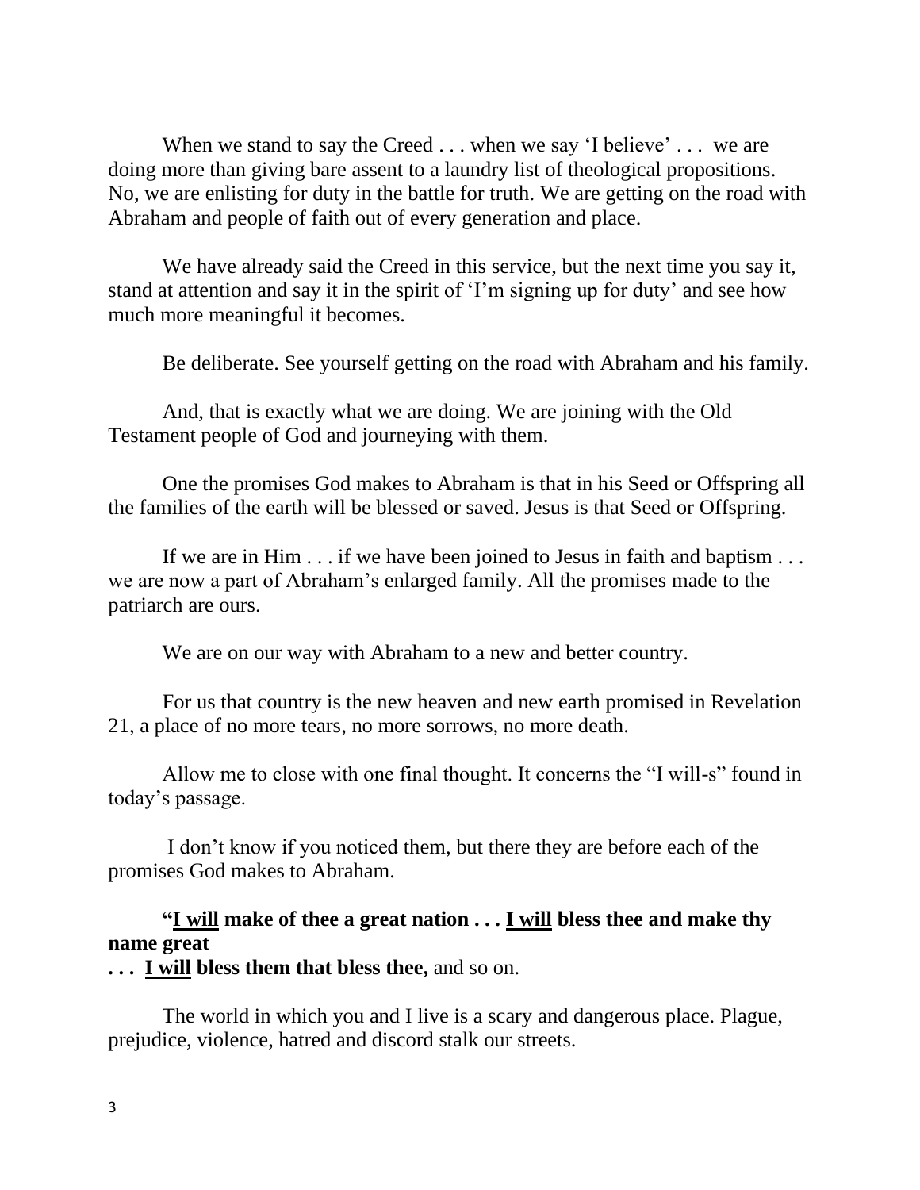When we stand to say the Creed . . . when we say 'I believe' . . . we are doing more than giving bare assent to a laundry list of theological propositions. No, we are enlisting for duty in the battle for truth. We are getting on the road with Abraham and people of faith out of every generation and place.

We have already said the Creed in this service, but the next time you say it, stand at attention and say it in the spirit of 'I'm signing up for duty' and see how much more meaningful it becomes.

Be deliberate. See yourself getting on the road with Abraham and his family.

And, that is exactly what we are doing. We are joining with the Old Testament people of God and journeying with them.

One the promises God makes to Abraham is that in his Seed or Offspring all the families of the earth will be blessed or saved. Jesus is that Seed or Offspring.

If we are in Him . . . if we have been joined to Jesus in faith and baptism . . . we are now a part of Abraham's enlarged family. All the promises made to the patriarch are ours.

We are on our way with Abraham to a new and better country.

For us that country is the new heaven and new earth promised in Revelation 21, a place of no more tears, no more sorrows, no more death.

Allow me to close with one final thought. It concerns the "I will-s" found in today's passage.

I don't know if you noticed them, but there they are before each of the promises God makes to Abraham.

**"<u>I will</u> make of thee a great nation . . . <u>I will</u> bless thee and make thy name great**
**. . . <u>I will</u> bless them that bless thee,** and so on.

The world in which you and I live is a scary and dangerous place. Plague, prejudice, violence, hatred and discord stalk our streets.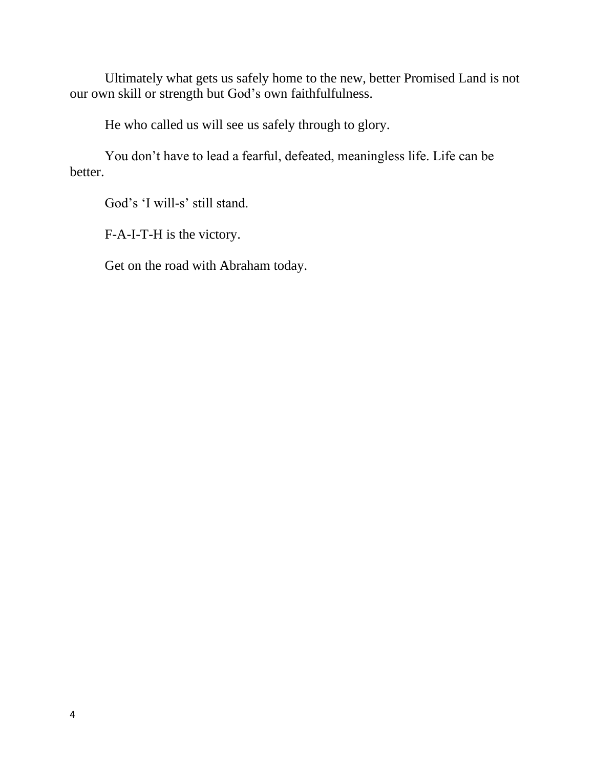Ultimately what gets us safely home to the new, better Promised Land is not our own skill or strength but God's own faithfulfulness.

He who called us will see us safely through to glory.

You don't have to lead a fearful, defeated, meaningless life. Life can be better.

God's 'I will-s' still stand.

F-A-I-T-H is the victory.

Get on the road with Abraham today.